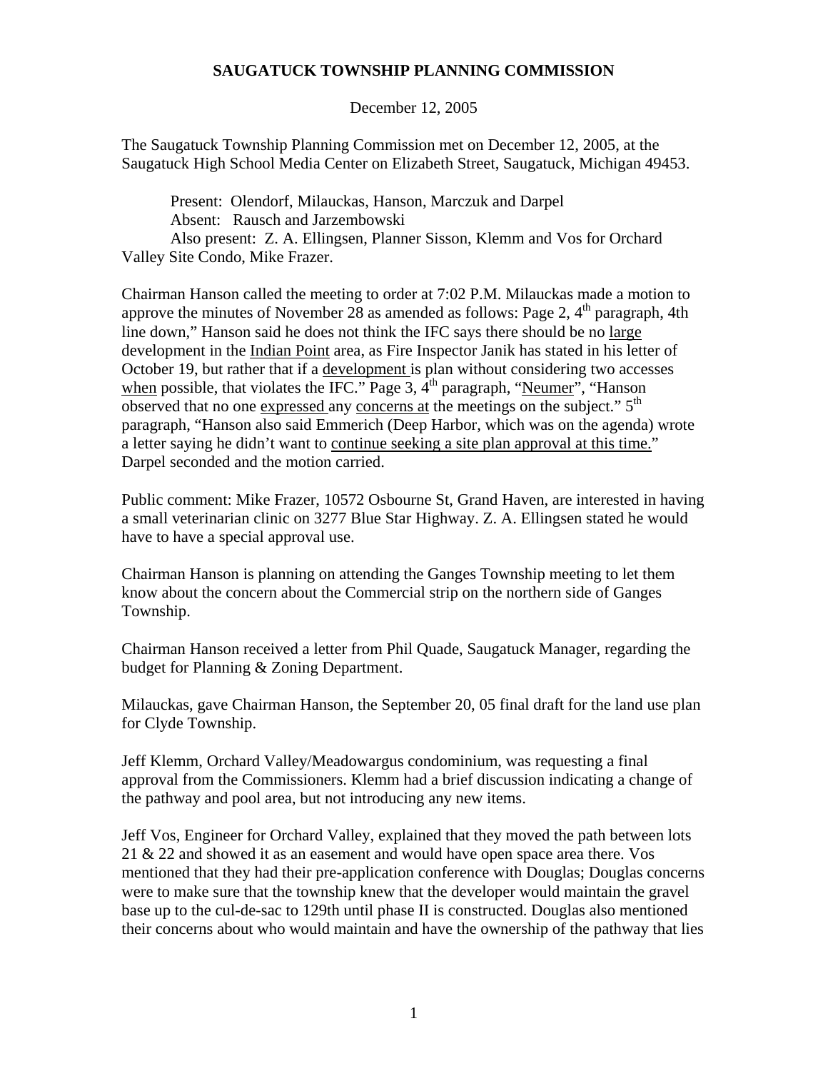# SAUGATUCK TOWNSHIP PLANNING COMMISSION

December 12, 2005

The Saugatuck Township Planning Commission met on December 12, 2005, at the Saugatuck High School Media Center on Elizabeth Street, Saugatuck, Michigan 49453.

Present: Olendorf, Milauckas, Hanson, Marczuk and Darpel
Absent: Rausch and Jarzembowski
Also present: Z. A. Ellingsen, Planner Sisson, Klemm and Vos for Orchard Valley Site Condo, Mike Frazer.

Chairman Hanson called the meeting to order at 7:02 P.M. Milauckas made a motion to approve the minutes of November 28 as amended as follows: Page 2, 4th paragraph, 4th line down," Hanson said he does not think the IFC says there should be no large development in the Indian Point area, as Fire Inspector Janik has stated in his letter of October 19, but rather that if a development is plan without considering two accesses when possible, that violates the IFC." Page 3, 4th paragraph, "Neumer", "Hanson observed that no one expressed any concerns at the meetings on the subject." 5th paragraph, "Hanson also said Emmerich (Deep Harbor, which was on the agenda) wrote a letter saying he didn't want to continue seeking a site plan approval at this time." Darpel seconded and the motion carried.

Public comment: Mike Frazer, 10572 Osbourne St, Grand Haven, are interested in having a small veterinarian clinic on 3277 Blue Star Highway. Z. A. Ellingsen stated he would have to have a special approval use.

Chairman Hanson is planning on attending the Ganges Township meeting to let them know about the concern about the Commercial strip on the northern side of Ganges Township.

Chairman Hanson received a letter from Phil Quade, Saugatuck Manager, regarding the budget for Planning & Zoning Department.

Milauckas, gave Chairman Hanson, the September 20, 05 final draft for the land use plan for Clyde Township.

Jeff Klemm, Orchard Valley/Meadowargus condominium, was requesting a final approval from the Commissioners. Klemm had a brief discussion indicating a change of the pathway and pool area, but not introducing any new items.

Jeff Vos, Engineer for Orchard Valley, explained that they moved the path between lots 21 & 22 and showed it as an easement and would have open space area there. Vos mentioned that they had their pre-application conference with Douglas; Douglas concerns were to make sure that the township knew that the developer would maintain the gravel base up to the cul-de-sac to 129th until phase II is constructed. Douglas also mentioned their concerns about who would maintain and have the ownership of the pathway that lies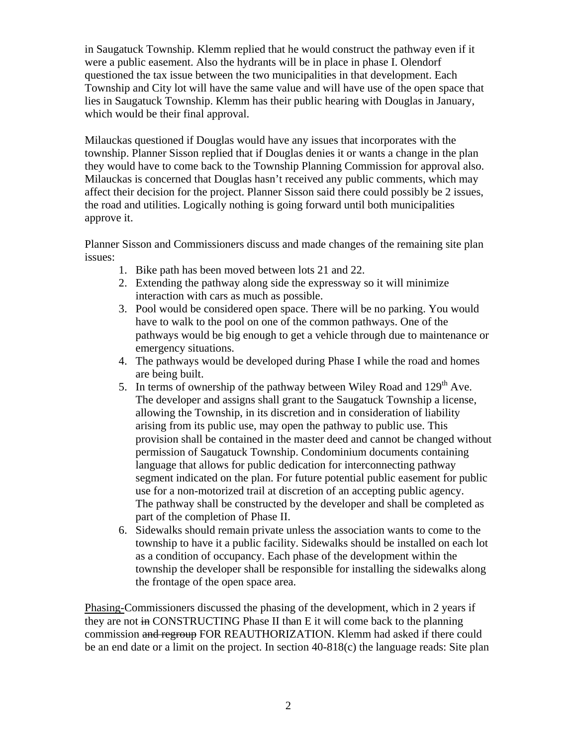in Saugatuck Township. Klemm replied that he would construct the pathway even if it were a public easement. Also the hydrants will be in place in phase I. Olendorf questioned the tax issue between the two municipalities in that development. Each Township and City lot will have the same value and will have use of the open space that lies in Saugatuck Township. Klemm has their public hearing with Douglas in January, which would be their final approval.

Milauckas questioned if Douglas would have any issues that incorporates with the township. Planner Sisson replied that if Douglas denies it or wants a change in the plan they would have to come back to the Township Planning Commission for approval also. Milauckas is concerned that Douglas hasn't received any public comments, which may affect their decision for the project. Planner Sisson said there could possibly be 2 issues, the road and utilities. Logically nothing is going forward until both municipalities approve it.

Planner Sisson and Commissioners discuss and made changes of the remaining site plan issues:

1. Bike path has been moved between lots 21 and 22.
2. Extending the pathway along side the expressway so it will minimize interaction with cars as much as possible.
3. Pool would be considered open space. There will be no parking. You would have to walk to the pool on one of the common pathways. One of the pathways would be big enough to get a vehicle through due to maintenance or emergency situations.
4. The pathways would be developed during Phase I while the road and homes are being built.
5. In terms of ownership of the pathway between Wiley Road and 129th Ave. The developer and assigns shall grant to the Saugatuck Township a license, allowing the Township, in its discretion and in consideration of liability arising from its public use, may open the pathway to public use. This provision shall be contained in the master deed and cannot be changed without permission of Saugatuck Township. Condominium documents containing language that allows for public dedication for interconnecting pathway segment indicated on the plan. For future potential public easement for public use for a non-motorized trail at discretion of an accepting public agency. The pathway shall be constructed by the developer and shall be completed as part of the completion of Phase II.
6. Sidewalks should remain private unless the association wants to come to the township to have it a public facility. Sidewalks should be installed on each lot as a condition of occupancy. Each phase of the development within the township the developer shall be responsible for installing the sidewalks along the frontage of the open space area.

Phasing-Commissioners discussed the phasing of the development, which in 2 years if they are not ~~in~~ CONSTRUCTING Phase II th~~an~~ E it will come back to the planning commission ~~and regroup~~ FOR REAUTHORIZATION. Klemm had asked if there could be an end date or a limit on the project. In section 40-818(c) the language reads: Site plan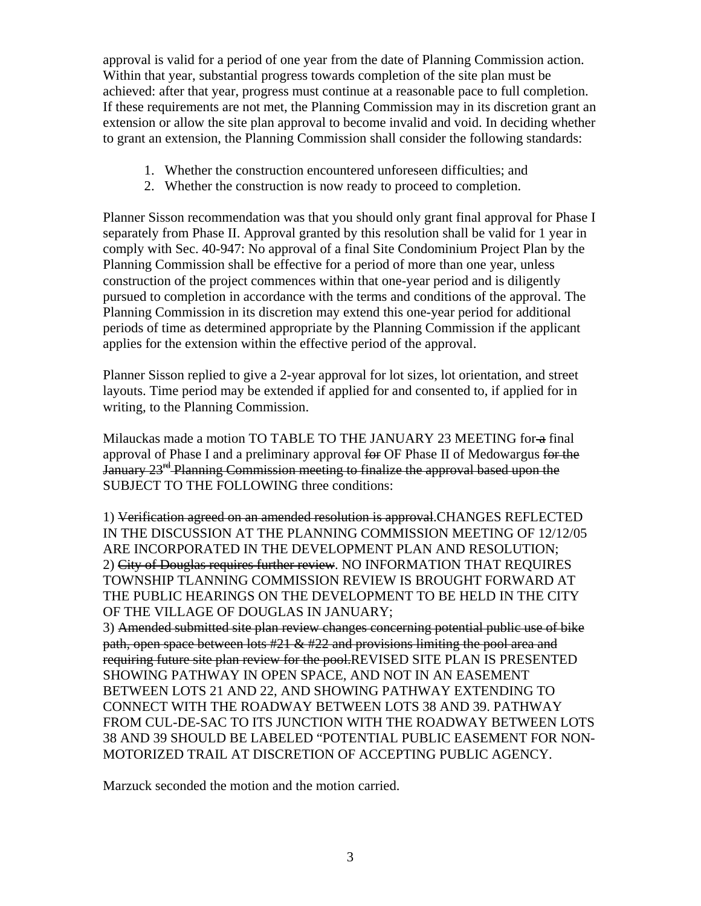approval is valid for a period of one year from the date of Planning Commission action. Within that year, substantial progress towards completion of the site plan must be achieved: after that year, progress must continue at a reasonable pace to full completion. If these requirements are not met, the Planning Commission may in its discretion grant an extension or allow the site plan approval to become invalid and void. In deciding whether to grant an extension, the Planning Commission shall consider the following standards:

1. Whether the construction encountered unforeseen difficulties; and
2. Whether the construction is now ready to proceed to completion.

Planner Sisson recommendation was that you should only grant final approval for Phase I separately from Phase II. Approval granted by this resolution shall be valid for 1 year in comply with Sec. 40-947: No approval of a final Site Condominium Project Plan by the Planning Commission shall be effective for a period of more than one year, unless construction of the project commences within that one-year period and is diligently pursued to completion in accordance with the terms and conditions of the approval. The Planning Commission in its discretion may extend this one-year period for additional periods of time as determined appropriate by the Planning Commission if the applicant applies for the extension within the effective period of the approval.

Planner Sisson replied to give a 2-year approval for lot sizes, lot orientation, and street layouts. Time period may be extended if applied for and consented to, if applied for in writing, to the Planning Commission.

Milauckas made a motion TO TABLE TO THE JANUARY 23 MEETING for ~~a~~ final approval of Phase I and a preliminary approval ~~for~~ OF Phase II of Medowargus ~~for the January 23rd Planning Commission meeting to finalize the approval based upon the~~ SUBJECT TO THE FOLLOWING three conditions:

1) ~~Verification agreed on an amended resolution is approval.~~CHANGES REFLECTED IN THE DISCUSSION AT THE PLANNING COMMISSION MEETING OF 12/12/05 ARE INCORPORATED IN THE DEVELOPMENT PLAN AND RESOLUTION;
2) ~~City of Douglas requires further review~~. NO INFORMATION THAT REQUIRES TOWNSHIP TLANNING COMMISSION REVIEW IS BROUGHT FORWARD AT THE PUBLIC HEARINGS ON THE DEVELOPMENT TO BE HELD IN THE CITY OF THE VILLAGE OF DOUGLAS IN JANUARY;
3) ~~Amended submitted site plan review changes concerning potential public use of bike path, open space between lots #21 & #22 and provisions limiting the pool area and requiring future site plan review for the pool.~~REVISED SITE PLAN IS PRESENTED SHOWING PATHWAY IN OPEN SPACE, AND NOT IN AN EASEMENT BETWEEN LOTS 21 AND 22, AND SHOWING PATHWAY EXTENDING TO CONNECT WITH THE ROADWAY BETWEEN LOTS 38 AND 39. PATHWAY FROM CUL-DE-SAC TO ITS JUNCTION WITH THE ROADWAY BETWEEN LOTS 38 AND 39 SHOULD BE LABELED "POTENTIAL PUBLIC EASEMENT FOR NON-MOTORIZED TRAIL AT DISCRETION OF ACCEPTING PUBLIC AGENCY.

Marzuck seconded the motion and the motion carried.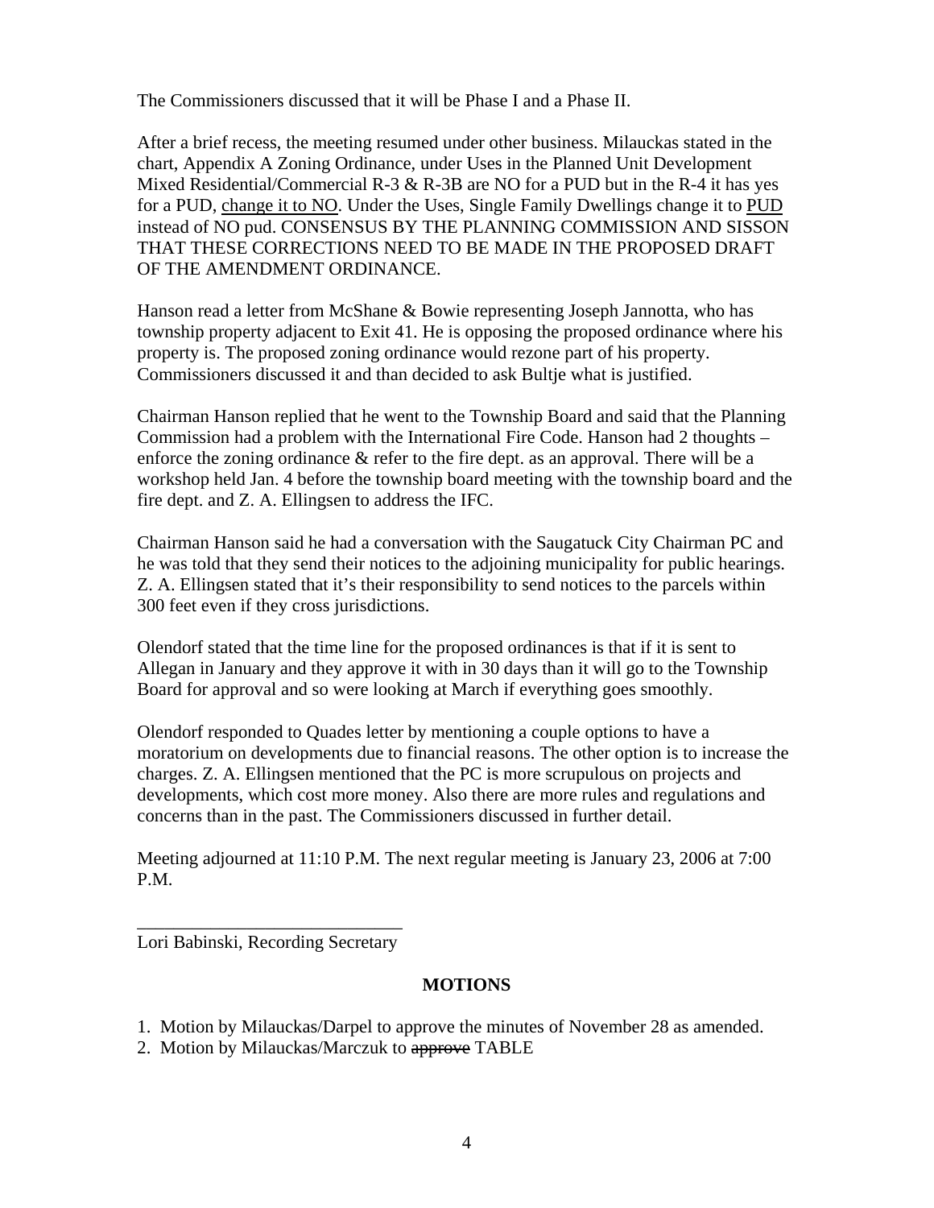The Commissioners discussed that it will be Phase I and a Phase II.

After a brief recess, the meeting resumed under other business. Milauckas stated in the chart, Appendix A Zoning Ordinance, under Uses in the Planned Unit Development Mixed Residential/Commercial R-3 & R-3B are NO for a PUD but in the R-4 it has yes for a PUD, <u>change it to NO</u>. Under the Uses, Single Family Dwellings change it to <u>PUD</u> instead of NO pud. CONSENSUS BY THE PLANNING COMMISSION AND SISSON THAT THESE CORRECTIONS NEED TO BE MADE IN THE PROPOSED DRAFT OF THE AMENDMENT ORDINANCE.

Hanson read a letter from McShane & Bowie representing Joseph Jannotta, who has township property adjacent to Exit 41. He is opposing the proposed ordinance where his property is. The proposed zoning ordinance would rezone part of his property. Commissioners discussed it and than decided to ask Bultje what is justified.

Chairman Hanson replied that he went to the Township Board and said that the Planning Commission had a problem with the International Fire Code. Hanson had 2 thoughts – enforce the zoning ordinance & refer to the fire dept. as an approval. There will be a workshop held Jan. 4 before the township board meeting with the township board and the fire dept. and Z. A. Ellingsen to address the IFC.

Chairman Hanson said he had a conversation with the Saugatuck City Chairman PC and he was told that they send their notices to the adjoining municipality for public hearings. Z. A. Ellingsen stated that it's their responsibility to send notices to the parcels within 300 feet even if they cross jurisdictions.

Olendorf stated that the time line for the proposed ordinances is that if it is sent to Allegan in January and they approve it with in 30 days than it will go to the Township Board for approval and so were looking at March if everything goes smoothly.

Olendorf responded to Quades letter by mentioning a couple options to have a moratorium on developments due to financial reasons. The other option is to increase the charges. Z. A. Ellingsen mentioned that the PC is more scrupulous on projects and developments, which cost more money. Also there are more rules and regulations and concerns than in the past. The Commissioners discussed in further detail.

Meeting adjourned at 11:10 P.M. The next regular meeting is January 23, 2006 at 7:00 P.M.

\_\_\_\_\_\_\_\_\_\_\_\_\_\_\_\_\_\_\_\_\_\_\_\_\_\_\_\_\_\_

Lori Babinski, Recording Secretary

**MOTIONS**

1. Motion by Milauckas/Darpel to approve the minutes of November 28 as amended.
2. Motion by Milauckas/Marczuk to ~~approve~~ TABLE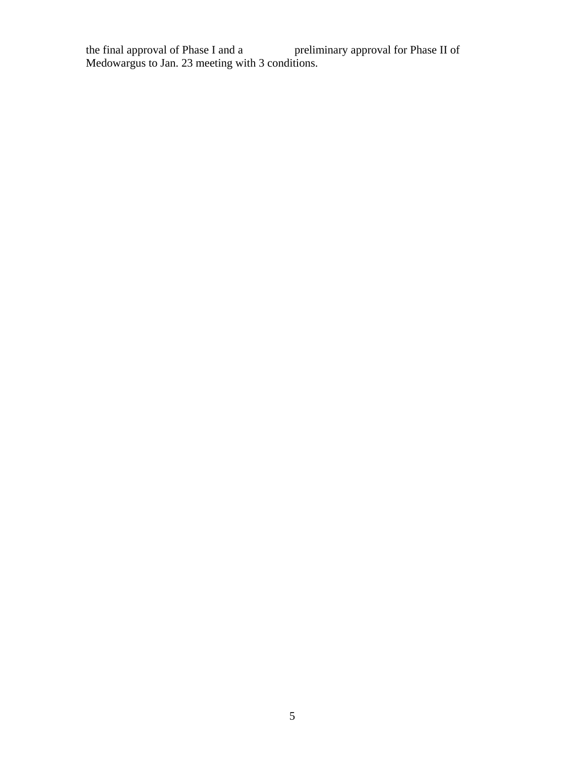the final approval of Phase I and a preliminary approval for Phase II of Medowargus to Jan. 23 meeting with 3 conditions.